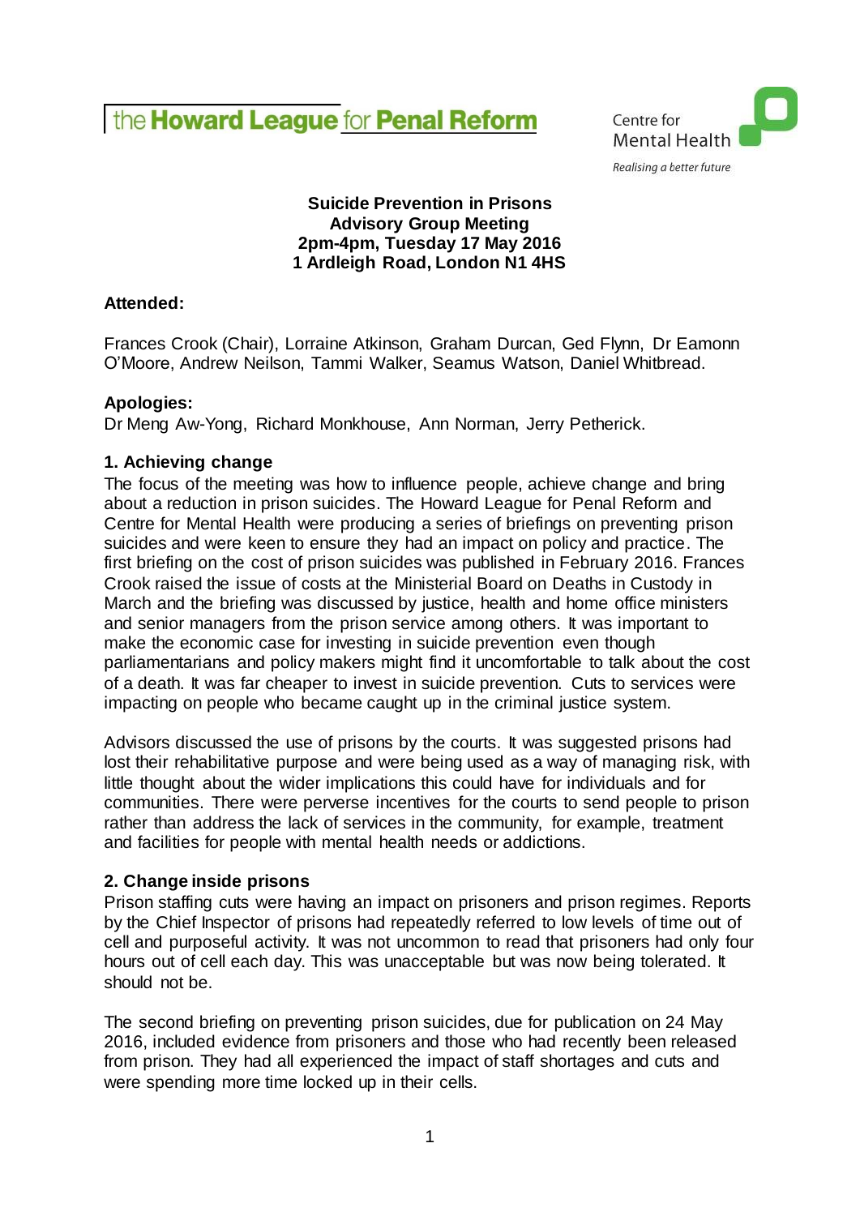the **Howard League** for **Penal Reform**

Centre for Mental Health
*Realising a better future*

**Suicide Prevention in Prisons**
**Advisory Group Meeting**
**2pm-4pm, Tuesday 17 May 2016**
**1 Ardleigh Road, London N1 4HS**

**Attended:**

Frances Crook (Chair), Lorraine Atkinson, Graham Durcan, Ged Flynn, Dr Eamonn O'Moore, Andrew Neilson, Tammi Walker, Seamus Watson, Daniel Whitbread.

**Apologies:**
Dr Meng Aw-Yong, Richard Monkhouse, Ann Norman, Jerry Petherick.

### 1. Achieving change

The focus of the meeting was how to influence people, achieve change and bring about a reduction in prison suicides. The Howard League for Penal Reform and Centre for Mental Health were producing a series of briefings on preventing prison suicides and were keen to ensure they had an impact on policy and practice. The first briefing on the cost of prison suicides was published in February 2016. Frances Crook raised the issue of costs at the Ministerial Board on Deaths in Custody in March and the briefing was discussed by justice, health and home office ministers and senior managers from the prison service among others. It was important to make the economic case for investing in suicide prevention even though parliamentarians and policy makers might find it uncomfortable to talk about the cost of a death. It was far cheaper to invest in suicide prevention. Cuts to services were impacting on people who became caught up in the criminal justice system.

Advisors discussed the use of prisons by the courts. It was suggested prisons had lost their rehabilitative purpose and were being used as a way of managing risk, with little thought about the wider implications this could have for individuals and for communities. There were perverse incentives for the courts to send people to prison rather than address the lack of services in the community, for example, treatment and facilities for people with mental health needs or addictions.

### 2. Change inside prisons

Prison staffing cuts were having an impact on prisoners and prison regimes. Reports by the Chief Inspector of prisons had repeatedly referred to low levels of time out of cell and purposeful activity. It was not uncommon to read that prisoners had only four hours out of cell each day. This was unacceptable but was now being tolerated. It should not be.

The second briefing on preventing prison suicides, due for publication on 24 May 2016, included evidence from prisoners and those who had recently been released from prison. They had all experienced the impact of staff shortages and cuts and were spending more time locked up in their cells.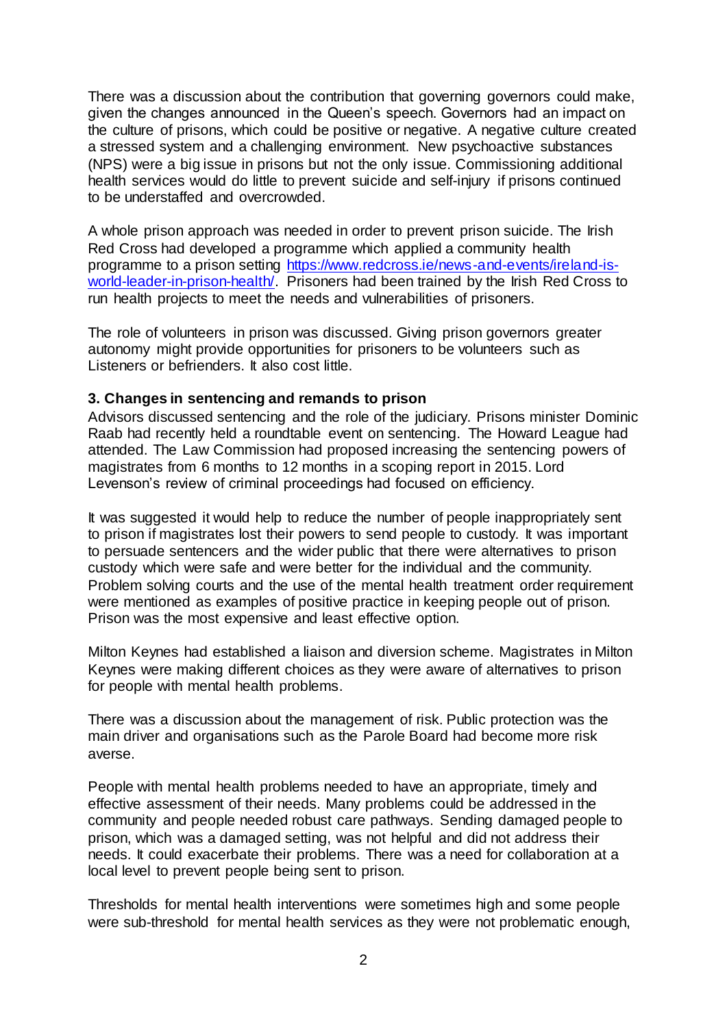There was a discussion about the contribution that governing governors could make, given the changes announced in the Queen's speech. Governors had an impact on the culture of prisons, which could be positive or negative. A negative culture created a stressed system and a challenging environment. New psychoactive substances (NPS) were a big issue in prisons but not the only issue. Commissioning additional health services would do little to prevent suicide and self-injury if prisons continued to be understaffed and overcrowded.

A whole prison approach was needed in order to prevent prison suicide. The Irish Red Cross had developed a programme which applied a community health programme to a prison setting [https://www.redcross.ie/news-and-events/ireland-is-world-leader-in-prison-health/](https://www.redcross.ie/news-and-events/ireland-is-world-leader-in-prison-health/). Prisoners had been trained by the Irish Red Cross to run health projects to meet the needs and vulnerabilities of prisoners.

The role of volunteers in prison was discussed. Giving prison governors greater autonomy might provide opportunities for prisoners to be volunteers such as Listeners or befrienders. It also cost little.

**3. Changes in sentencing and remands to prison**

Advisors discussed sentencing and the role of the judiciary. Prisons minister Dominic Raab had recently held a roundtable event on sentencing. The Howard League had attended. The Law Commission had proposed increasing the sentencing powers of magistrates from 6 months to 12 months in a scoping report in 2015. Lord Levenson's review of criminal proceedings had focused on efficiency.

It was suggested it would help to reduce the number of people inappropriately sent to prison if magistrates lost their powers to send people to custody. It was important to persuade sentencers and the wider public that there were alternatives to prison custody which were safe and were better for the individual and the community. Problem solving courts and the use of the mental health treatment order requirement were mentioned as examples of positive practice in keeping people out of prison. Prison was the most expensive and least effective option.

Milton Keynes had established a liaison and diversion scheme. Magistrates in Milton Keynes were making different choices as they were aware of alternatives to prison for people with mental health problems.

There was a discussion about the management of risk. Public protection was the main driver and organisations such as the Parole Board had become more risk averse.

People with mental health problems needed to have an appropriate, timely and effective assessment of their needs. Many problems could be addressed in the community and people needed robust care pathways. Sending damaged people to prison, which was a damaged setting, was not helpful and did not address their needs. It could exacerbate their problems. There was a need for collaboration at a local level to prevent people being sent to prison.

Thresholds for mental health interventions were sometimes high and some people were sub-threshold for mental health services as they were not problematic enough,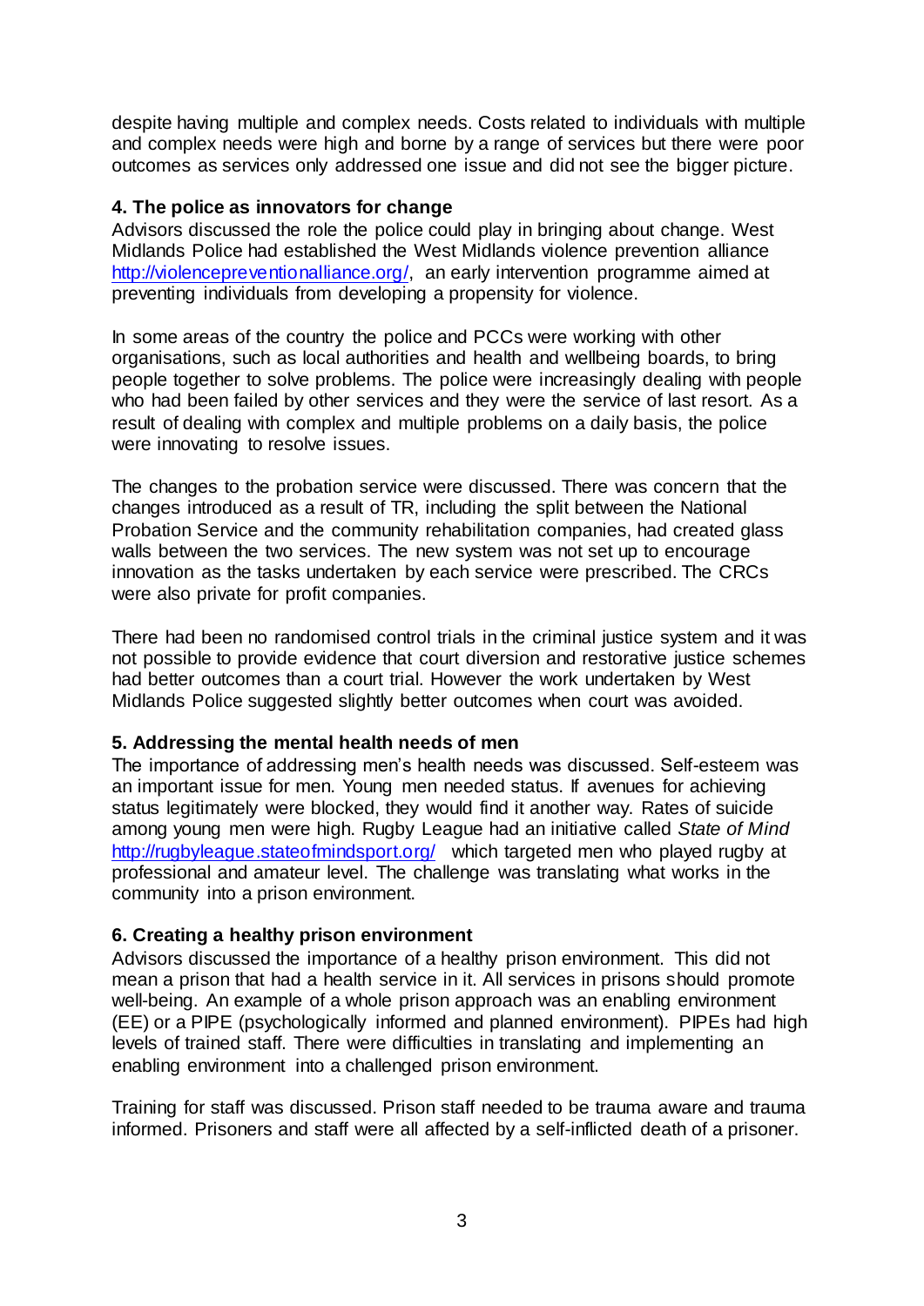despite having multiple and complex needs. Costs related to individuals with multiple and complex needs were high and borne by a range of services but there were poor outcomes as services only addressed one issue and did not see the bigger picture.

**4. The police as innovators for change**

Advisors discussed the role the police could play in bringing about change. West Midlands Police had established the West Midlands violence prevention alliance http://violencepreventionalliance.org/, an early intervention programme aimed at preventing individuals from developing a propensity for violence.

In some areas of the country the police and PCCs were working with other organisations, such as local authorities and health and wellbeing boards, to bring people together to solve problems. The police were increasingly dealing with people who had been failed by other services and they were the service of last resort. As a result of dealing with complex and multiple problems on a daily basis, the police were innovating to resolve issues.

The changes to the probation service were discussed. There was concern that the changes introduced as a result of TR, including the split between the National Probation Service and the community rehabilitation companies, had created glass walls between the two services. The new system was not set up to encourage innovation as the tasks undertaken by each service were prescribed. The CRCs were also private for profit companies.

There had been no randomised control trials in the criminal justice system and it was not possible to provide evidence that court diversion and restorative justice schemes had better outcomes than a court trial. However the work undertaken by West Midlands Police suggested slightly better outcomes when court was avoided.

**5. Addressing the mental health needs of men**

The importance of addressing men's health needs was discussed. Self-esteem was an important issue for men. Young men needed status. If avenues for achieving status legitimately were blocked, they would find it another way. Rates of suicide among young men were high. Rugby League had an initiative called *State of Mind* http://rugbyleague.stateofmindsport.org/ which targeted men who played rugby at professional and amateur level. The challenge was translating what works in the community into a prison environment.

**6. Creating a healthy prison environment**

Advisors discussed the importance of a healthy prison environment. This did not mean a prison that had a health service in it. All services in prisons should promote well-being. An example of a whole prison approach was an enabling environment (EE) or a PIPE (psychologically informed and planned environment). PIPEs had high levels of trained staff. There were difficulties in translating and implementing an enabling environment into a challenged prison environment.

Training for staff was discussed. Prison staff needed to be trauma aware and trauma informed. Prisoners and staff were all affected by a self-inflicted death of a prisoner.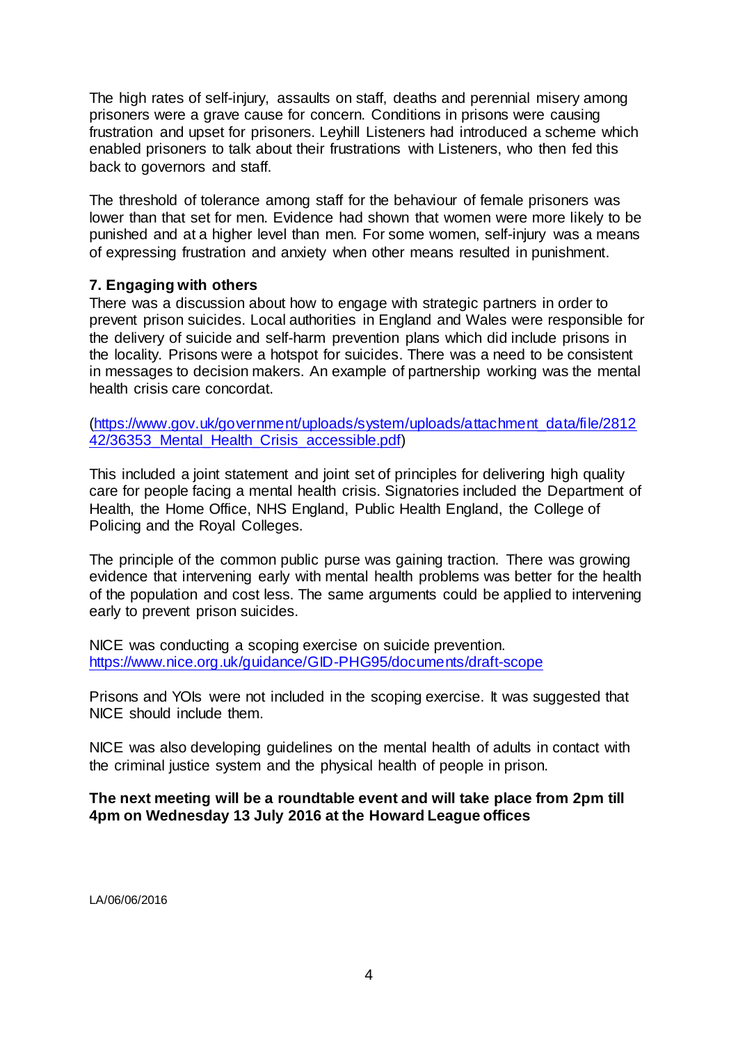The high rates of self-injury, assaults on staff, deaths and perennial misery among prisoners were a grave cause for concern. Conditions in prisons were causing frustration and upset for prisoners. Leyhill Listeners had introduced a scheme which enabled prisoners to talk about their frustrations with Listeners, who then fed this back to governors and staff.

The threshold of tolerance among staff for the behaviour of female prisoners was lower than that set for men. Evidence had shown that women were more likely to be punished and at a higher level than men. For some women, self-injury was a means of expressing frustration and anxiety when other means resulted in punishment.

**7. Engaging with others**

There was a discussion about how to engage with strategic partners in order to prevent prison suicides. Local authorities in England and Wales were responsible for the delivery of suicide and self-harm prevention plans which did include prisons in the locality. Prisons were a hotspot for suicides. There was a need to be consistent in messages to decision makers. An example of partnership working was the mental health crisis care concordat.

(https://www.gov.uk/government/uploads/system/uploads/attachment_data/file/281242/36353_Mental_Health_Crisis_accessible.pdf)

This included a joint statement and joint set of principles for delivering high quality care for people facing a mental health crisis. Signatories included the Department of Health, the Home Office, NHS England, Public Health England, the College of Policing and the Royal Colleges.

The principle of the common public purse was gaining traction. There was growing evidence that intervening early with mental health problems was better for the health of the population and cost less. The same arguments could be applied to intervening early to prevent prison suicides.

NICE was conducting a scoping exercise on suicide prevention.
https://www.nice.org.uk/guidance/GID-PHG95/documents/draft-scope

Prisons and YOIs were not included in the scoping exercise. It was suggested that NICE should include them.

NICE was also developing guidelines on the mental health of adults in contact with the criminal justice system and the physical health of people in prison.

**The next meeting will be a roundtable event and will take place from 2pm till 4pm on Wednesday 13 July 2016 at the Howard League offices**

LA/06/06/2016